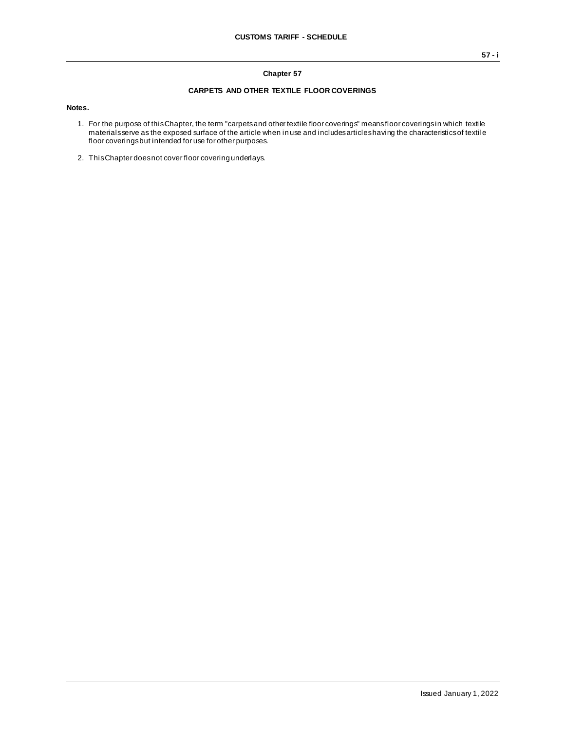## Chapter 57

### CARPETS AND OTHER TEXTILE FLOOR COVERINGS

**Notes.**

1. For the purpose of this Chapter, the term "carpets and other textile floor coverings" means floor coverings in which textile materials serve as the exposed surface of the article when in use and includes articles having the characteristics of textile floor coverings but intended for use for other purposes.

2. This Chapter does not cover floor covering underlays.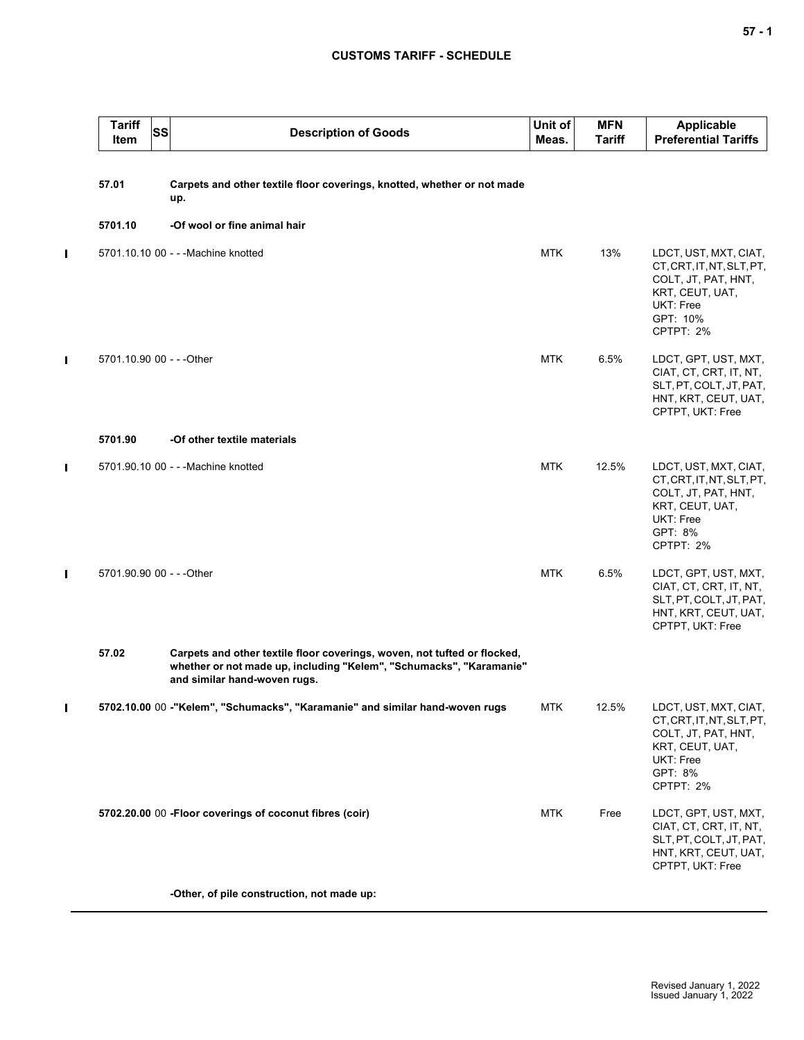## CUSTOMS TARIFF - SCHEDULE

| Tariff Item | SS | Description of Goods | Unit of Meas. | MFN Tariff | Applicable Preferential Tariffs |
|---|---|---|---|---|---|
| **57.01** | | **Carpets and other textile floor coverings, knotted, whether or not made up.** | | | |
| **5701.10** | | **-Of wool or fine animal hair** | | | |
| 5701.10.10 | 00 | - - -Machine knotted | MTK | 13% | LDCT, UST, MXT, CIAT, CT, CRT, IT, NT, SLT, PT, COLT, JT, PAT, HNT, KRT, CEUT, UAT, UKT: Free<br>GPT: 10%<br>CPTPT: 2% |
| 5701.10.90 | 00 | - - -Other | MTK | 6.5% | LDCT, GPT, UST, MXT, CIAT, CT, CRT, IT, NT, SLT, PT, COLT, JT, PAT, HNT, KRT, CEUT, UAT, CPTPT, UKT: Free |
| **5701.90** | | **-Of other textile materials** | | | |
| 5701.90.10 | 00 | - - -Machine knotted | MTK | 12.5% | LDCT, UST, MXT, CIAT, CT, CRT, IT, NT, SLT, PT, COLT, JT, PAT, HNT, KRT, CEUT, UAT, UKT: Free<br>GPT: 8%<br>CPTPT: 2% |
| 5701.90.90 | 00 | - - -Other | MTK | 6.5% | LDCT, GPT, UST, MXT, CIAT, CT, CRT, IT, NT, SLT, PT, COLT, JT, PAT, HNT, KRT, CEUT, UAT, CPTPT, UKT: Free |
| **57.02** | | **Carpets and other textile floor coverings, woven, not tufted or flocked, whether or not made up, including "Kelem", "Schumacks", "Karamanie" and similar hand-woven rugs.** | | | |
| **5702.10.00** | 00 | **-"Kelem", "Schumacks", "Karamanie" and similar hand-woven rugs** | MTK | 12.5% | LDCT, UST, MXT, CIAT, CT, CRT, IT, NT, SLT, PT, COLT, JT, PAT, HNT, KRT, CEUT, UAT, UKT: Free<br>GPT: 8%<br>CPTPT: 2% |
| **5702.20.00** | 00 | **-Floor coverings of coconut fibres (coir)** | MTK | Free | LDCT, GPT, UST, MXT, CIAT, CT, CRT, IT, NT, SLT, PT, COLT, JT, PAT, HNT, KRT, CEUT, UAT, CPTPT, UKT: Free |
| | | **-Other, of pile construction, not made up:** | | | |

Revised January 1, 2022
Issued January 1, 2022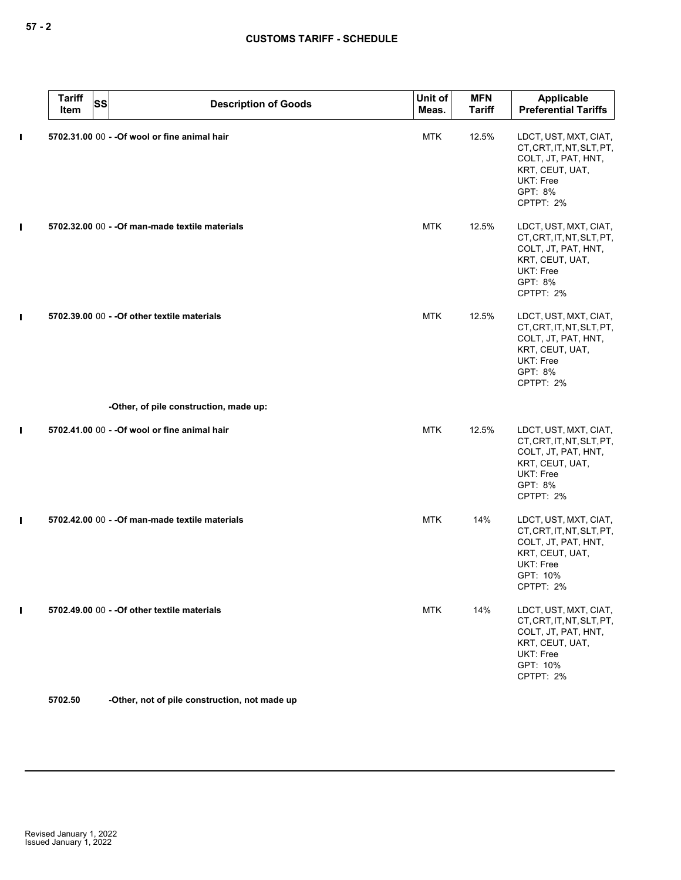| Tariff Item | SS | Description of Goods | Unit of Meas. | MFN Tariff | Applicable Preferential Tariffs |
|---|---|---|---|---|---|
| 5702.31.00 | 00 | - -Of wool or fine animal hair | MTK | 12.5% | LDCT, UST, MXT, CIAT, CT, CRT, IT, NT, SLT, PT, COLT, JT, PAT, HNT, KRT, CEUT, UAT, UKT: Free<br>GPT: 8%<br>CPTPT: 2% |
| 5702.32.00 | 00 | - -Of man-made textile materials | MTK | 12.5% | LDCT, UST, MXT, CIAT, CT, CRT, IT, NT, SLT, PT, COLT, JT, PAT, HNT, KRT, CEUT, UAT, UKT: Free<br>GPT: 8%<br>CPTPT: 2% |
| 5702.39.00 | 00 | - -Of other textile materials | MTK | 12.5% | LDCT, UST, MXT, CIAT, CT, CRT, IT, NT, SLT, PT, COLT, JT, PAT, HNT, KRT, CEUT, UAT, UKT: Free<br>GPT: 8%<br>CPTPT: 2% |
| | | -Other, of pile construction, made up: | | | |
| 5702.41.00 | 00 | - -Of wool or fine animal hair | MTK | 12.5% | LDCT, UST, MXT, CIAT, CT, CRT, IT, NT, SLT, PT, COLT, JT, PAT, HNT, KRT, CEUT, UAT, UKT: Free<br>GPT: 8%<br>CPTPT: 2% |
| 5702.42.00 | 00 | - -Of man-made textile materials | MTK | 14% | LDCT, UST, MXT, CIAT, CT, CRT, IT, NT, SLT, PT, COLT, JT, PAT, HNT, KRT, CEUT, UAT, UKT: Free<br>GPT: 10%<br>CPTPT: 2% |
| 5702.49.00 | 00 | - -Of other textile materials | MTK | 14% | LDCT, UST, MXT, CIAT, CT, CRT, IT, NT, SLT, PT, COLT, JT, PAT, HNT, KRT, CEUT, UAT, UKT: Free<br>GPT: 10%<br>CPTPT: 2% |
| 5702.50 | | -Other, not of pile construction, not made up | | | |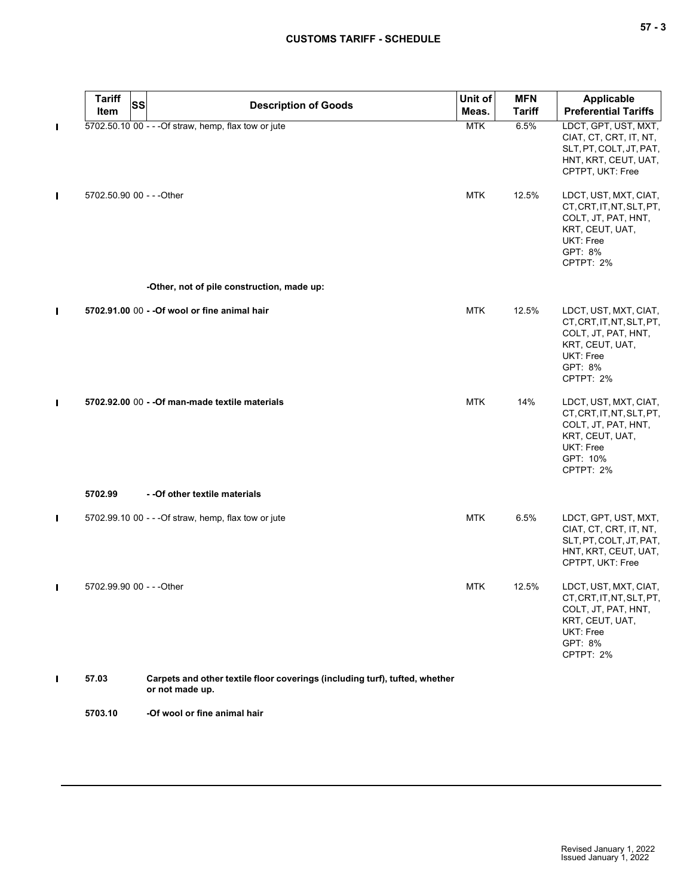| Tariff Item | SS | Description of Goods | Unit of Meas. | MFN Tariff | Applicable Preferential Tariffs |
|---|---|---|---|---|---|
| 5702.50.10 | 00 | - - -Of straw, hemp, flax tow or jute | MTK | 6.5% | LDCT, GPT, UST, MXT, CIAT, CT, CRT, IT, NT, SLT, PT, COLT, JT, PAT, HNT, KRT, CEUT, UAT, CPTPT, UKT: Free |
| 5702.50.90 | 00 | - - -Other | MTK | 12.5% | LDCT, UST, MXT, CIAT, CT, CRT, IT, NT, SLT, PT, COLT, JT, PAT, HNT, KRT, CEUT, UAT, UKT: Free<br>GPT: 8%<br>CPTPT: 2% |
| | | **-Other, not of pile construction, made up:** | | | |
| **5702.91.00** | 00 | **- -Of wool or fine animal hair** | MTK | 12.5% | LDCT, UST, MXT, CIAT, CT, CRT, IT, NT, SLT, PT, COLT, JT, PAT, HNT, KRT, CEUT, UAT, UKT: Free<br>GPT: 8%<br>CPTPT: 2% |
| **5702.92.00** | 00 | **- -Of man-made textile materials** | MTK | 14% | LDCT, UST, MXT, CIAT, CT, CRT, IT, NT, SLT, PT, COLT, JT, PAT, HNT, KRT, CEUT, UAT, UKT: Free<br>GPT: 10%<br>CPTPT: 2% |
| **5702.99** | | **- -Of other textile materials** | | | |
| 5702.99.10 | 00 | - - -Of straw, hemp, flax tow or jute | MTK | 6.5% | LDCT, GPT, UST, MXT, CIAT, CT, CRT, IT, NT, SLT, PT, COLT, JT, PAT, HNT, KRT, CEUT, UAT, CPTPT, UKT: Free |
| 5702.99.90 | 00 | - - -Other | MTK | 12.5% | LDCT, UST, MXT, CIAT, CT, CRT, IT, NT, SLT, PT, COLT, JT, PAT, HNT, KRT, CEUT, UAT, UKT: Free<br>GPT: 8%<br>CPTPT: 2% |
| **57.03** | | **Carpets and other textile floor coverings (including turf), tufted, whether or not made up.** | | | |
| **5703.10** | | **-Of wool or fine animal hair** | | | |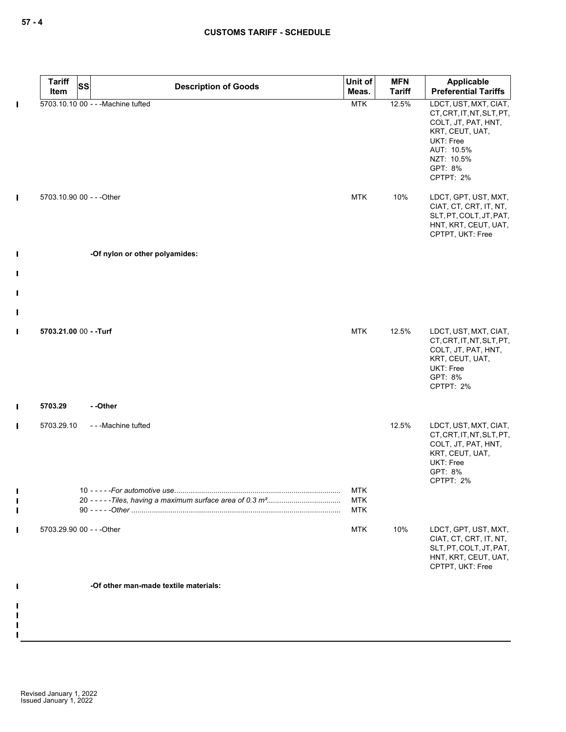| Tariff Item | SS | Description of Goods | Unit of Meas. | MFN Tariff | Applicable Preferential Tariffs |
|---|---|---|---|---|---|
| 5703.10.10 | 00 | - - -Machine tufted | MTK | 12.5% | LDCT, UST, MXT, CIAT, CT, CRT, IT, NT, SLT, PT, COLT, JT, PAT, HNT, KRT, CEUT, UAT, UKT: Free<br>AUT: 10.5%<br>NZT: 10.5%<br>GPT: 8%<br>CPTPT: 2% |
| 5703.10.90 | 00 | - - -Other | MTK | 10% | LDCT, GPT, UST, MXT, CIAT, CT, CRT, IT, NT, SLT, PT, COLT, JT, PAT, HNT, KRT, CEUT, UAT, CPTPT, UKT: Free |
| | | **-Of nylon or other polyamides:** | | | |
| **5703.21.00** | 00 | **- -Turf** | MTK | 12.5% | LDCT, UST, MXT, CIAT, CT, CRT, IT, NT, SLT, PT, COLT, JT, PAT, HNT, KRT, CEUT, UAT, UKT: Free<br>GPT: 8%<br>CPTPT: 2% |
| **5703.29** | | **- -Other** | | | |
| 5703.29.10 | | - - -Machine tufted | | 12.5% | LDCT, UST, MXT, CIAT, CT, CRT, IT, NT, SLT, PT, COLT, JT, PAT, HNT, KRT, CEUT, UAT, UKT: Free<br>GPT: 8%<br>CPTPT: 2% |
| | 10 | - - - - -*For automotive use* | MTK | | |
| | 20 | - - - - -*Tiles, having a maximum surface area of 0.3 m²* | MTK | | |
| | 90 | - - - - -*Other* | MTK | | |
| 5703.29.90 | 00 | - - -Other | MTK | 10% | LDCT, GPT, UST, MXT, CIAT, CT, CRT, IT, NT, SLT, PT, COLT, JT, PAT, HNT, KRT, CEUT, UAT, CPTPT, UKT: Free |
| | | **-Of other man-made textile materials:** | | | |

Revised January 1, 2022
Issued January 1, 2022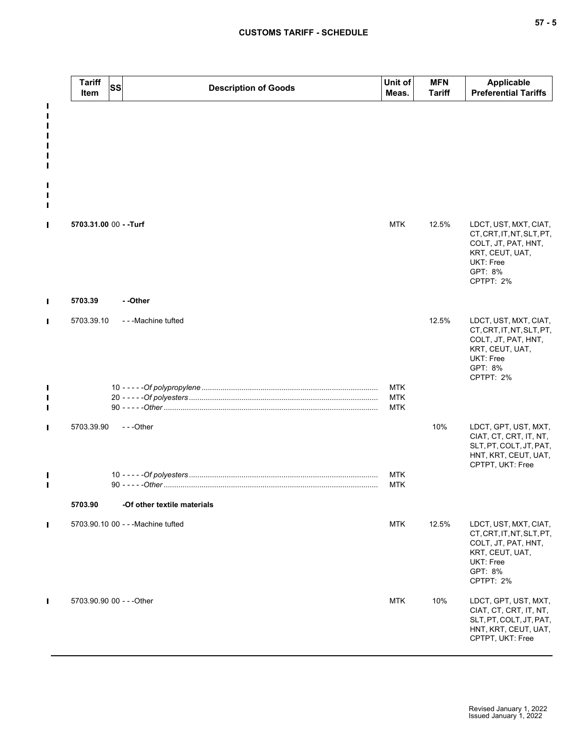| Tariff Item | SS | Description of Goods | Unit of Meas. | MFN Tariff | Applicable Preferential Tariffs |
|---|---|---|---|---|---|
| **5703.31.00** | 00 | **- -Turf** | MTK | 12.5% | LDCT, UST, MXT, CIAT, CT, CRT, IT, NT, SLT, PT, COLT, JT, PAT, HNT, KRT, CEUT, UAT, UKT: Free<br>GPT: 8%<br>CPTPT: 2% |
| **5703.39** | | **- -Other** | | | |
| 5703.39.10 | | - - -Machine tufted | | 12.5% | LDCT, UST, MXT, CIAT, CT, CRT, IT, NT, SLT, PT, COLT, JT, PAT, HNT, KRT, CEUT, UAT, UKT: Free<br>GPT: 8%<br>CPTPT: 2% |
| | 10 | - - - - -*Of polypropylene* | MTK | | |
| | 20 | - - - - -*Of polyesters* | MTK | | |
| | 90 | - - - - -*Other* | MTK | | |
| 5703.39.90 | | - - -Other | | 10% | LDCT, GPT, UST, MXT, CIAT, CT, CRT, IT, NT, SLT, PT, COLT, JT, PAT, HNT, KRT, CEUT, UAT, CPTPT, UKT: Free |
| | 10 | - - - - -*Of polyesters* | MTK | | |
| | 90 | - - - - -*Other* | MTK | | |
| **5703.90** | | **-Of other textile materials** | | | |
| 5703.90.10 | 00 | - - -Machine tufted | MTK | 12.5% | LDCT, UST, MXT, CIAT, CT, CRT, IT, NT, SLT, PT, COLT, JT, PAT, HNT, KRT, CEUT, UAT, UKT: Free<br>GPT: 8%<br>CPTPT: 2% |
| 5703.90.90 | 00 | - - -Other | MTK | 10% | LDCT, GPT, UST, MXT, CIAT, CT, CRT, IT, NT, SLT, PT, COLT, JT, PAT, HNT, KRT, CEUT, UAT, CPTPT, UKT: Free |

Revised January 1, 2022
Issued January 1, 2022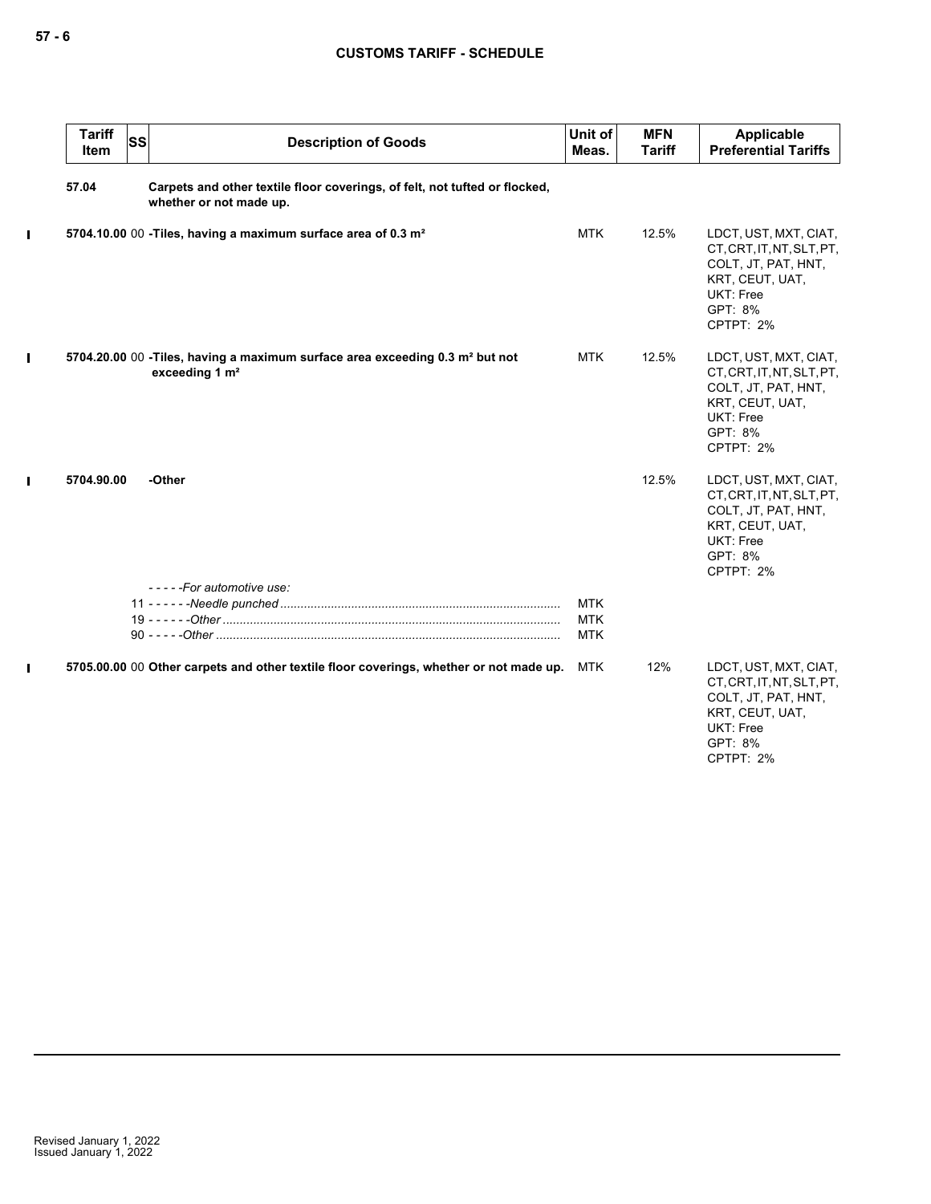| Tariff Item | SS | Description of Goods | Unit of Meas. | MFN Tariff | Applicable Preferential Tariffs |
|---|---|---|---|---|---|
| 57.04 | | **Carpets and other textile floor coverings, of felt, not tufted or flocked, whether or not made up.** | | | |
| 5704.10.00 | 00 | **-Tiles, having a maximum surface area of 0.3 m²** | MTK | 12.5% | LDCT, UST, MXT, CIAT, CT, CRT, IT, NT, SLT, PT, COLT, JT, PAT, HNT, KRT, CEUT, UAT, UKT: Free<br>GPT: 8%<br>CPTPT: 2% |
| 5704.20.00 | 00 | **-Tiles, having a maximum surface area exceeding 0.3 m² but not exceeding 1 m²** | MTK | 12.5% | LDCT, UST, MXT, CIAT, CT, CRT, IT, NT, SLT, PT, COLT, JT, PAT, HNT, KRT, CEUT, UAT, UKT: Free<br>GPT: 8%<br>CPTPT: 2% |
| 5704.90.00 | | **-Other** | | 12.5% | LDCT, UST, MXT, CIAT, CT, CRT, IT, NT, SLT, PT, COLT, JT, PAT, HNT, KRT, CEUT, UAT, UKT: Free<br>GPT: 8%<br>CPTPT: 2% |
| | | *- - - - -For automotive use:* | | | |
| | 11 | *- - - - - -Needle punched* | MTK | | |
| | 19 | *- - - - - -Other* | MTK | | |
| | 90 | *- - - - -Other* | MTK | | |
| 5705.00.00 | 00 | **Other carpets and other textile floor coverings, whether or not made up.** | MTK | 12% | LDCT, UST, MXT, CIAT, CT, CRT, IT, NT, SLT, PT, COLT, JT, PAT, HNT, KRT, CEUT, UAT, UKT: Free<br>GPT: 8%<br>CPTPT: 2% |

Revised January 1, 2022
Issued January 1, 2022